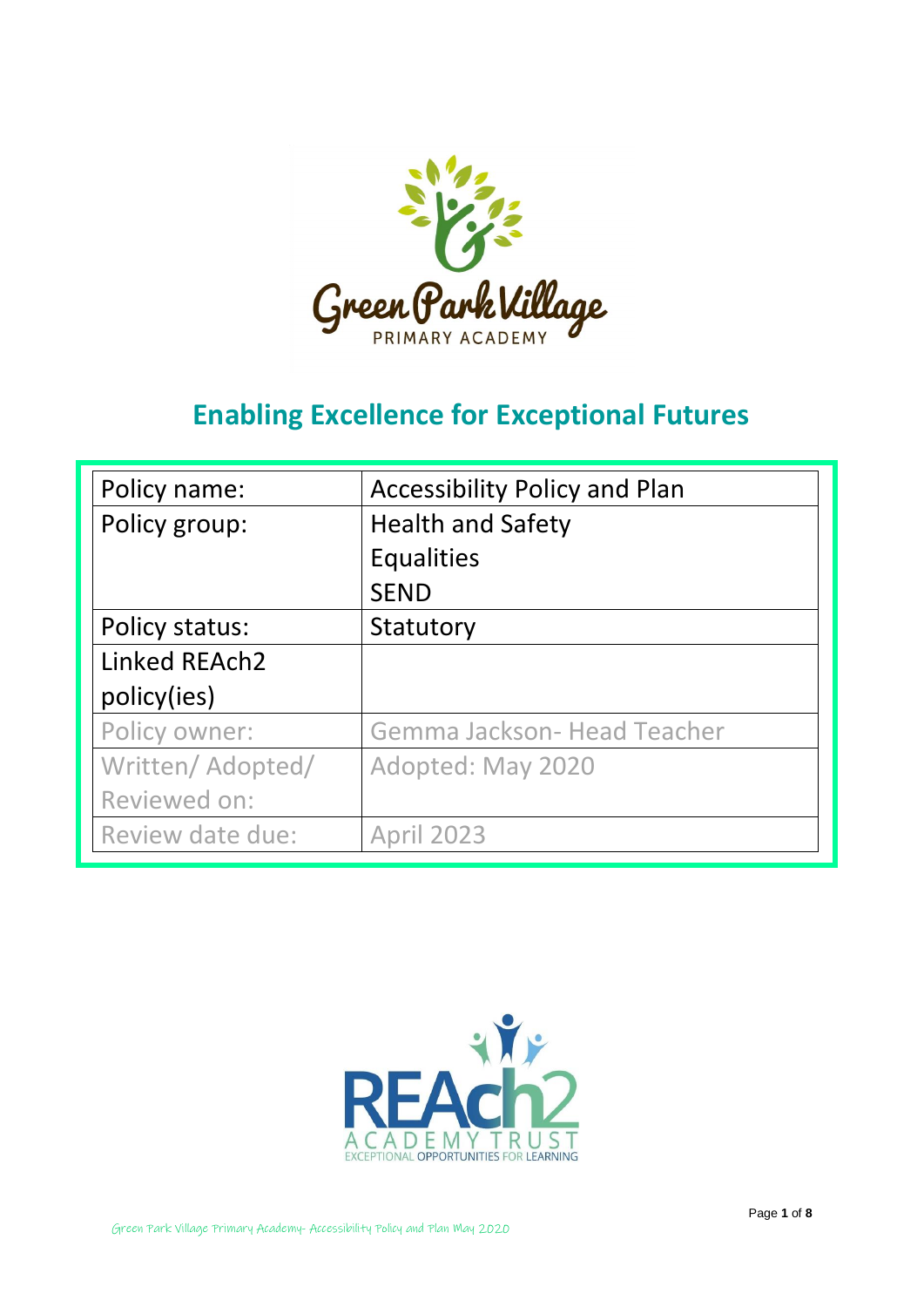# Green Park Village

PRIMARY ACADEMY

## Enabling Excellence for Exceptional Futures

| Policy name: | Accessibility Policy and Plan |
|---|---|
| Policy group: | Health and Safety<br>Equalities<br>SEND |
| Policy status: | Statutory |
| Linked REAch2 policy(ies) | |
| Policy owner: | Gemma Jackson- Head Teacher |
| Written/ Adopted/ Reviewed on: | Adopted: May 2020 |
| Review date due: | April 2023 |

REAch2 ACADEMY TRUST

EXCEPTIONAL OPPORTUNITIES FOR LEARNING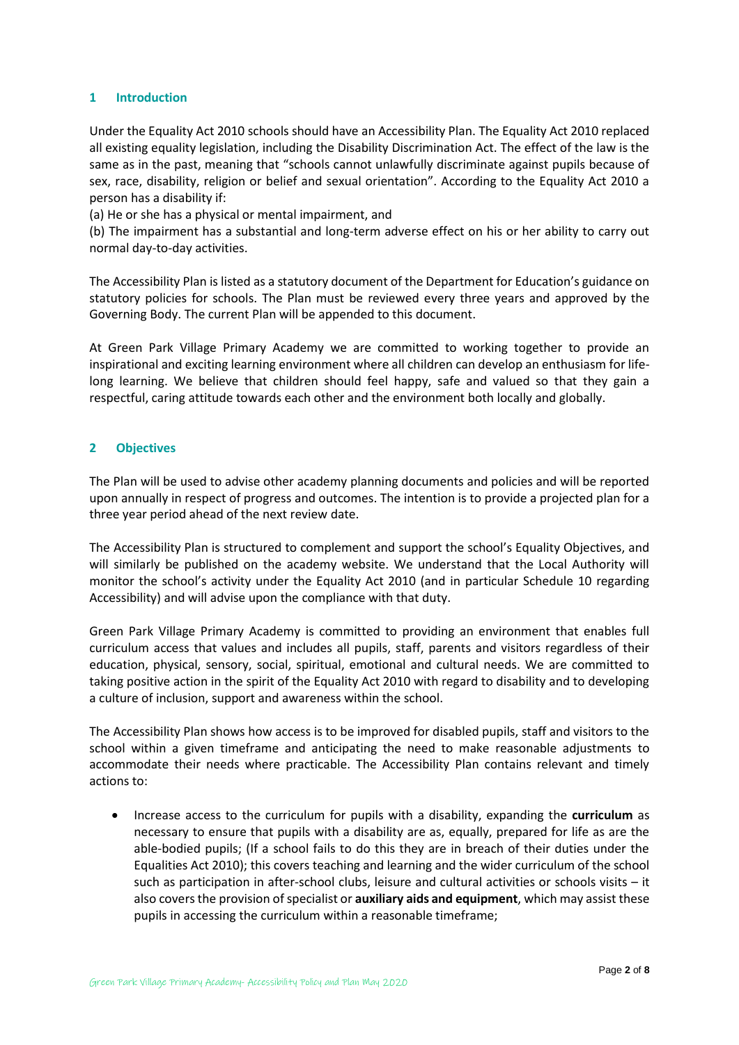## 1 Introduction

Under the Equality Act 2010 schools should have an Accessibility Plan. The Equality Act 2010 replaced all existing equality legislation, including the Disability Discrimination Act. The effect of the law is the same as in the past, meaning that "schools cannot unlawfully discriminate against pupils because of sex, race, disability, religion or belief and sexual orientation". According to the Equality Act 2010 a person has a disability if:

(a) He or she has a physical or mental impairment, and

(b) The impairment has a substantial and long-term adverse effect on his or her ability to carry out normal day-to-day activities.

The Accessibility Plan is listed as a statutory document of the Department for Education's guidance on statutory policies for schools. The Plan must be reviewed every three years and approved by the Governing Body. The current Plan will be appended to this document.

At Green Park Village Primary Academy we are committed to working together to provide an inspirational and exciting learning environment where all children can develop an enthusiasm for life-long learning. We believe that children should feel happy, safe and valued so that they gain a respectful, caring attitude towards each other and the environment both locally and globally.

## 2 Objectives

The Plan will be used to advise other academy planning documents and policies and will be reported upon annually in respect of progress and outcomes. The intention is to provide a projected plan for a three year period ahead of the next review date.

The Accessibility Plan is structured to complement and support the school's Equality Objectives, and will similarly be published on the academy website. We understand that the Local Authority will monitor the school's activity under the Equality Act 2010 (and in particular Schedule 10 regarding Accessibility) and will advise upon the compliance with that duty.

Green Park Village Primary Academy is committed to providing an environment that enables full curriculum access that values and includes all pupils, staff, parents and visitors regardless of their education, physical, sensory, social, spiritual, emotional and cultural needs. We are committed to taking positive action in the spirit of the Equality Act 2010 with regard to disability and to developing a culture of inclusion, support and awareness within the school.

The Accessibility Plan shows how access is to be improved for disabled pupils, staff and visitors to the school within a given timeframe and anticipating the need to make reasonable adjustments to accommodate their needs where practicable. The Accessibility Plan contains relevant and timely actions to:

- Increase access to the curriculum for pupils with a disability, expanding the **curriculum** as necessary to ensure that pupils with a disability are as, equally, prepared for life as are the able-bodied pupils; (If a school fails to do this they are in breach of their duties under the Equalities Act 2010); this covers teaching and learning and the wider curriculum of the school such as participation in after-school clubs, leisure and cultural activities or schools visits – it also covers the provision of specialist or **auxiliary aids and equipment**, which may assist these pupils in accessing the curriculum within a reasonable timeframe;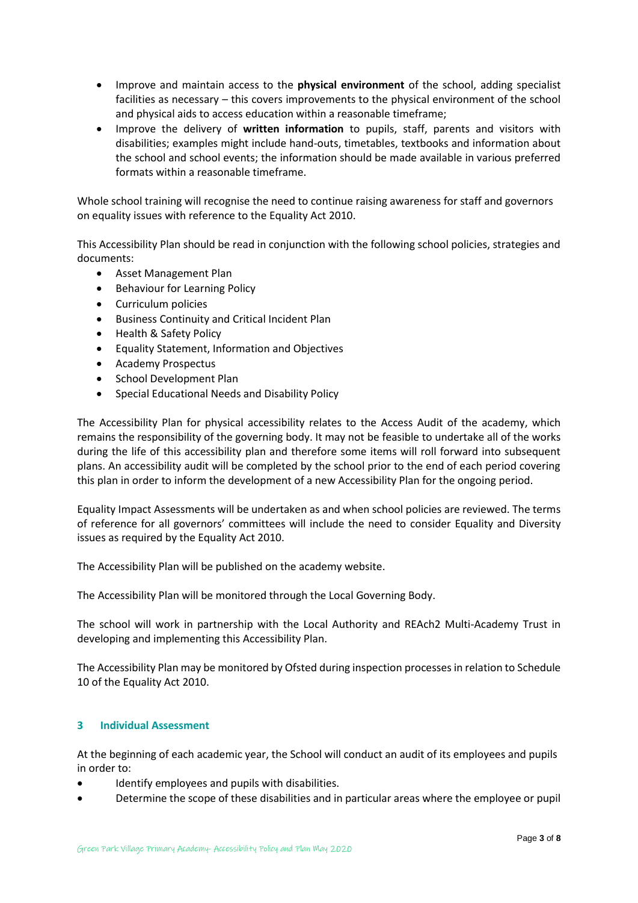- Improve and maintain access to the **physical environment** of the school, adding specialist facilities as necessary – this covers improvements to the physical environment of the school and physical aids to access education within a reasonable timeframe;
- Improve the delivery of **written information** to pupils, staff, parents and visitors with disabilities; examples might include hand-outs, timetables, textbooks and information about the school and school events; the information should be made available in various preferred formats within a reasonable timeframe.

Whole school training will recognise the need to continue raising awareness for staff and governors on equality issues with reference to the Equality Act 2010.

This Accessibility Plan should be read in conjunction with the following school policies, strategies and documents:

- Asset Management Plan
- Behaviour for Learning Policy
- Curriculum policies
- Business Continuity and Critical Incident Plan
- Health & Safety Policy
- Equality Statement, Information and Objectives
- Academy Prospectus
- School Development Plan
- Special Educational Needs and Disability Policy

The Accessibility Plan for physical accessibility relates to the Access Audit of the academy, which remains the responsibility of the governing body. It may not be feasible to undertake all of the works during the life of this accessibility plan and therefore some items will roll forward into subsequent plans. An accessibility audit will be completed by the school prior to the end of each period covering this plan in order to inform the development of a new Accessibility Plan for the ongoing period.

Equality Impact Assessments will be undertaken as and when school policies are reviewed. The terms of reference for all governors' committees will include the need to consider Equality and Diversity issues as required by the Equality Act 2010.

The Accessibility Plan will be published on the academy website.

The Accessibility Plan will be monitored through the Local Governing Body.

The school will work in partnership with the Local Authority and REAch2 Multi-Academy Trust in developing and implementing this Accessibility Plan.

The Accessibility Plan may be monitored by Ofsted during inspection processes in relation to Schedule 10 of the Equality Act 2010.

## 3 Individual Assessment

At the beginning of each academic year, the School will conduct an audit of its employees and pupils in order to:

- Identify employees and pupils with disabilities.
- Determine the scope of these disabilities and in particular areas where the employee or pupil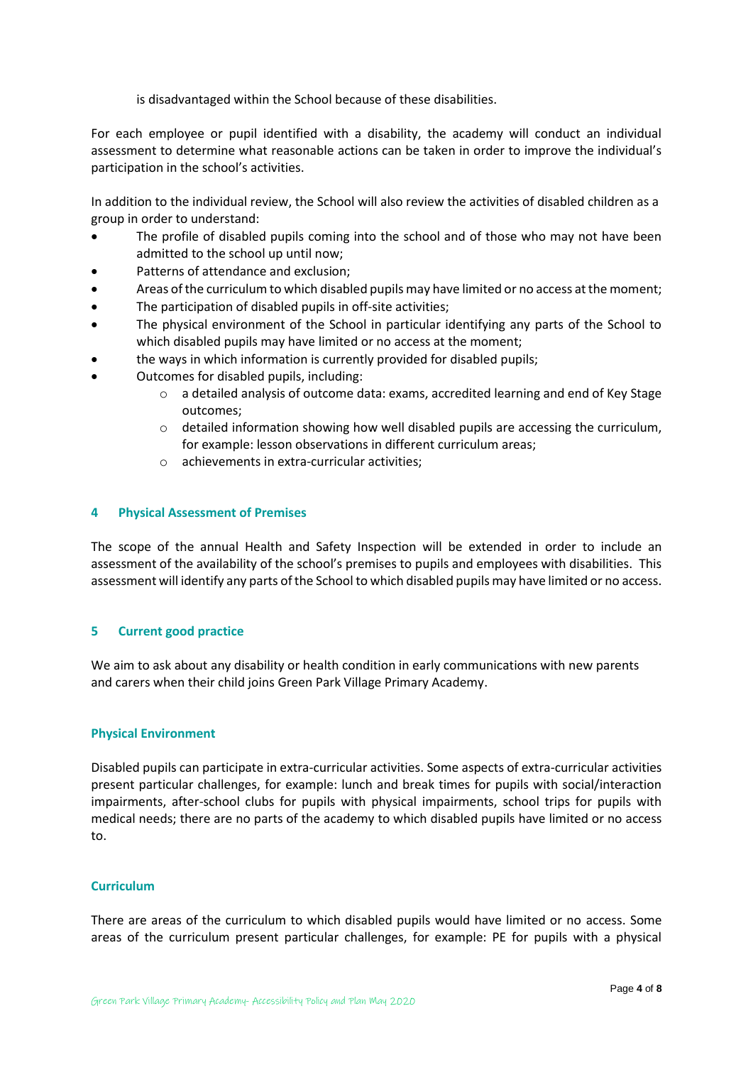is disadvantaged within the School because of these disabilities.

For each employee or pupil identified with a disability, the academy will conduct an individual assessment to determine what reasonable actions can be taken in order to improve the individual's participation in the school's activities.

In addition to the individual review, the School will also review the activities of disabled children as a group in order to understand:

- The profile of disabled pupils coming into the school and of those who may not have been admitted to the school up until now;
- Patterns of attendance and exclusion;
- Areas of the curriculum to which disabled pupils may have limited or no access at the moment;
- The participation of disabled pupils in off-site activities;
- The physical environment of the School in particular identifying any parts of the School to which disabled pupils may have limited or no access at the moment;
- the ways in which information is currently provided for disabled pupils;
- Outcomes for disabled pupils, including:
    - a detailed analysis of outcome data: exams, accredited learning and end of Key Stage outcomes;
    - detailed information showing how well disabled pupils are accessing the curriculum, for example: lesson observations in different curriculum areas;
    - achievements in extra-curricular activities;

## 4 Physical Assessment of Premises

The scope of the annual Health and Safety Inspection will be extended in order to include an assessment of the availability of the school's premises to pupils and employees with disabilities. This assessment will identify any parts of the School to which disabled pupils may have limited or no access.

## 5 Current good practice

We aim to ask about any disability or health condition in early communications with new parents and carers when their child joins Green Park Village Primary Academy.

### Physical Environment

Disabled pupils can participate in extra-curricular activities. Some aspects of extra-curricular activities present particular challenges, for example: lunch and break times for pupils with social/interaction impairments, after-school clubs for pupils with physical impairments, school trips for pupils with medical needs; there are no parts of the academy to which disabled pupils have limited or no access to.

### Curriculum

There are areas of the curriculum to which disabled pupils would have limited or no access. Some areas of the curriculum present particular challenges, for example: PE for pupils with a physical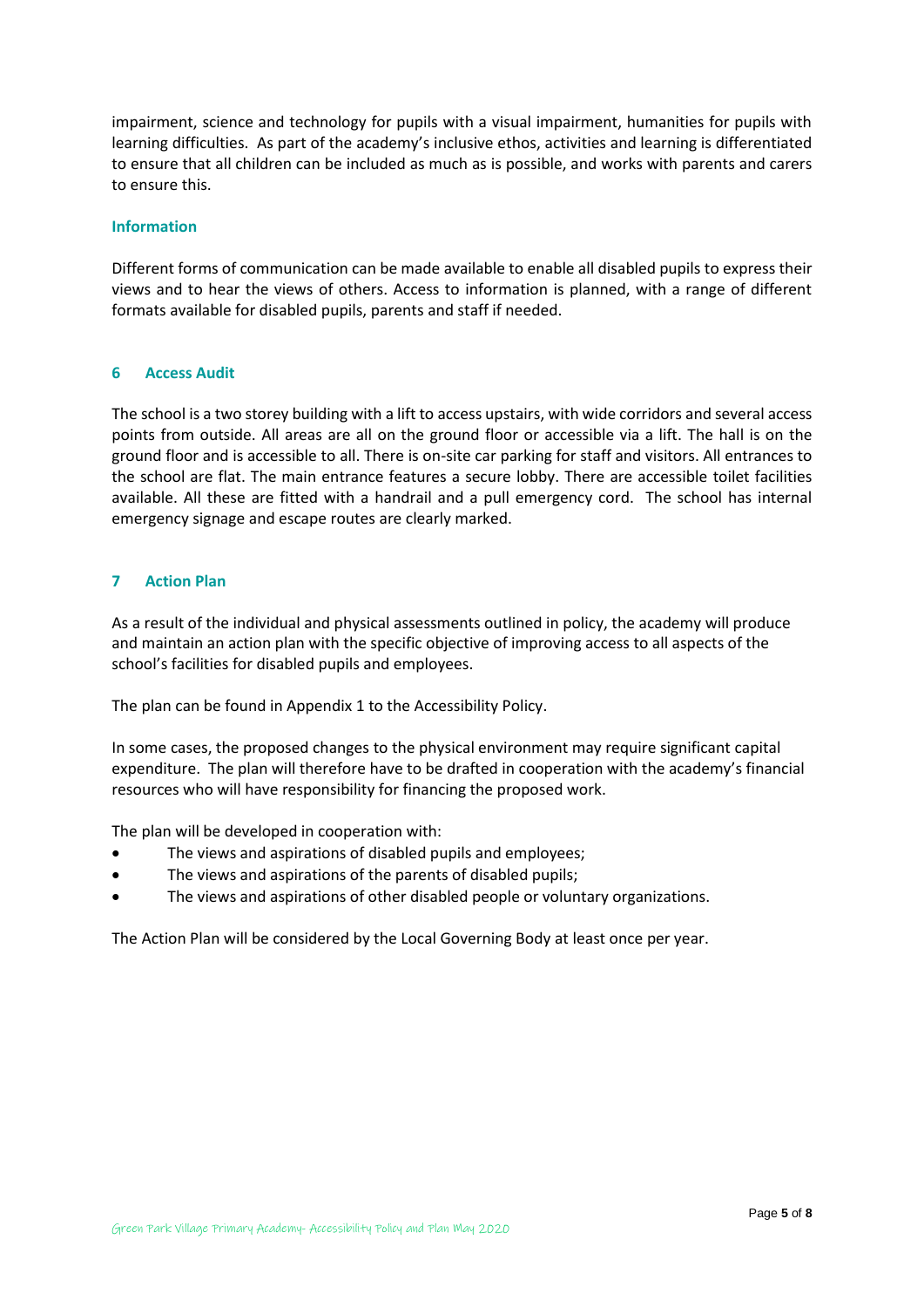impairment, science and technology for pupils with a visual impairment, humanities for pupils with learning difficulties. As part of the academy's inclusive ethos, activities and learning is differentiated to ensure that all children can be included as much as is possible, and works with parents and carers to ensure this.

### Information

Different forms of communication can be made available to enable all disabled pupils to express their views and to hear the views of others. Access to information is planned, with a range of different formats available for disabled pupils, parents and staff if needed.

## 6 Access Audit

The school is a two storey building with a lift to access upstairs, with wide corridors and several access points from outside. All areas are all on the ground floor or accessible via a lift. The hall is on the ground floor and is accessible to all. There is on-site car parking for staff and visitors. All entrances to the school are flat. The main entrance features a secure lobby. There are accessible toilet facilities available. All these are fitted with a handrail and a pull emergency cord. The school has internal emergency signage and escape routes are clearly marked.

## 7 Action Plan

As a result of the individual and physical assessments outlined in policy, the academy will produce and maintain an action plan with the specific objective of improving access to all aspects of the school's facilities for disabled pupils and employees.

The plan can be found in Appendix 1 to the Accessibility Policy.

In some cases, the proposed changes to the physical environment may require significant capital expenditure. The plan will therefore have to be drafted in cooperation with the academy's financial resources who will have responsibility for financing the proposed work.

The plan will be developed in cooperation with:

- The views and aspirations of disabled pupils and employees;
- The views and aspirations of the parents of disabled pupils;
- The views and aspirations of other disabled people or voluntary organizations.

The Action Plan will be considered by the Local Governing Body at least once per year.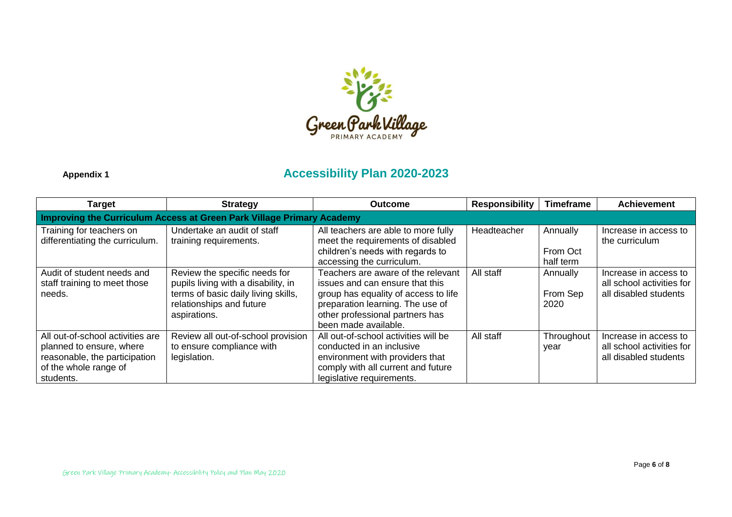**Appendix 1**

## Accessibility Plan 2020-2023

| Target | Strategy | Outcome | Responsibility | Timeframe | Achievement |
|---|---|---|---|---|---|
| **Improving the Curriculum Access at Green Park Village Primary Academy** | | | | | |
| Training for teachers on differentiating the curriculum. | Undertake an audit of staff training requirements. | All teachers are able to more fully meet the requirements of disabled children's needs with regards to accessing the curriculum. | Headteacher | Annually<br><br>From Oct half term | Increase in access to the curriculum |
| Audit of student needs and staff training to meet those needs. | Review the specific needs for pupils living with a disability, in terms of basic daily living skills, relationships and future aspirations. | Teachers are aware of the relevant issues and can ensure that this group has equality of access to life preparation learning. The use of other professional partners has been made available. | All staff | Annually<br><br>From Sep 2020 | Increase in access to all school activities for all disabled students |
| All out-of-school activities are planned to ensure, where reasonable, the participation of the whole range of students. | Review all out-of-school provision to ensure compliance with legislation. | All out-of-school activities will be conducted in an inclusive environment with providers that comply with all current and future legislative requirements. | All staff | Throughout year | Increase in access to all school activities for all disabled students |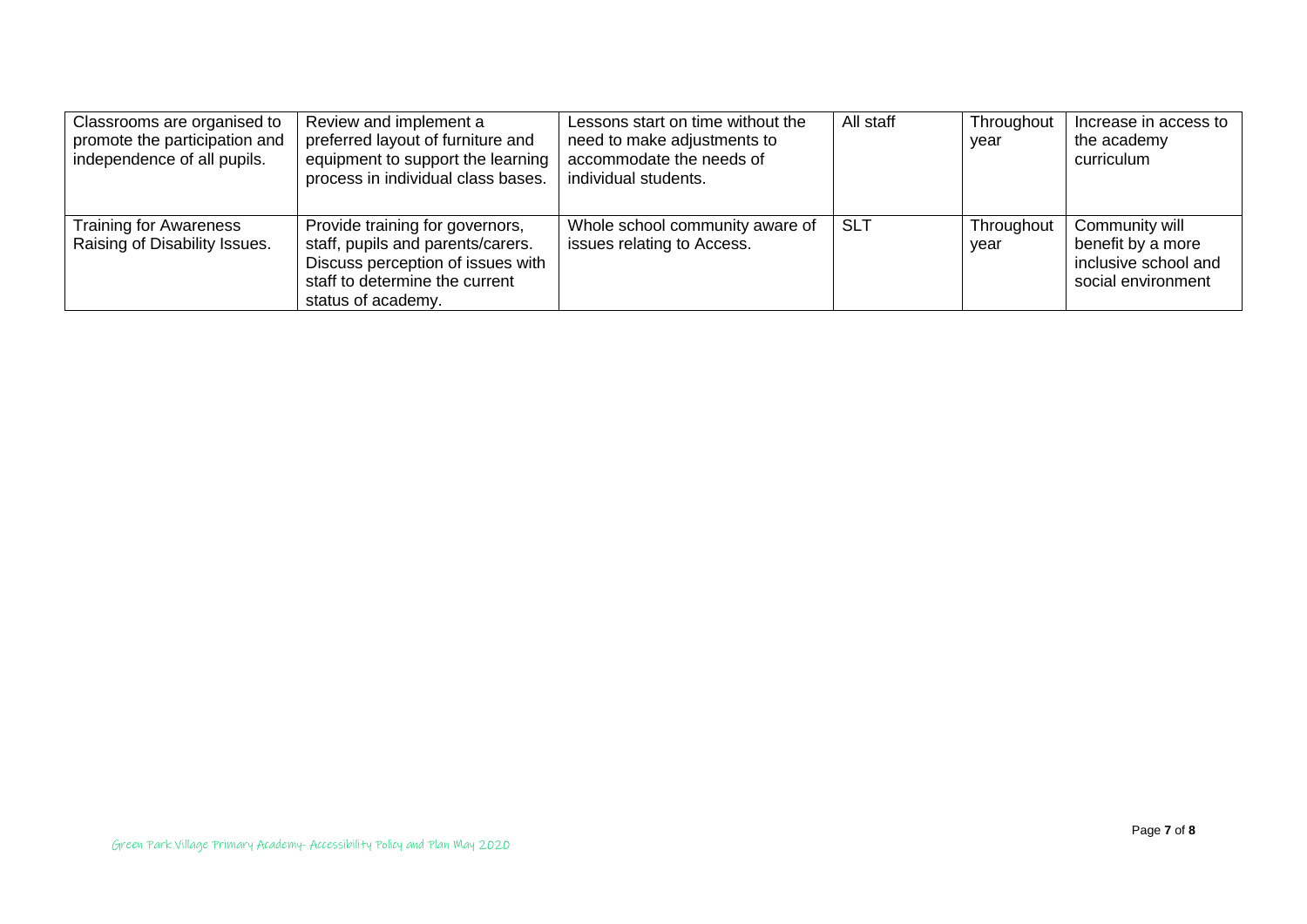| | | | | | |
|---|---|---|---|---|---|
| Classrooms are organised to promote the participation and independence of all pupils. | Review and implement a preferred layout of furniture and equipment to support the learning process in individual class bases. | Lessons start on time without the need to make adjustments to accommodate the needs of individual students. | All staff | Throughout year | Increase in access to the academy curriculum |
| Training for Awareness Raising of Disability Issues. | Provide training for governors, staff, pupils and parents/carers. Discuss perception of issues with staff to determine the current status of academy. | Whole school community aware of issues relating to Access. | SLT | Throughout year | Community will benefit by a more inclusive school and social environment |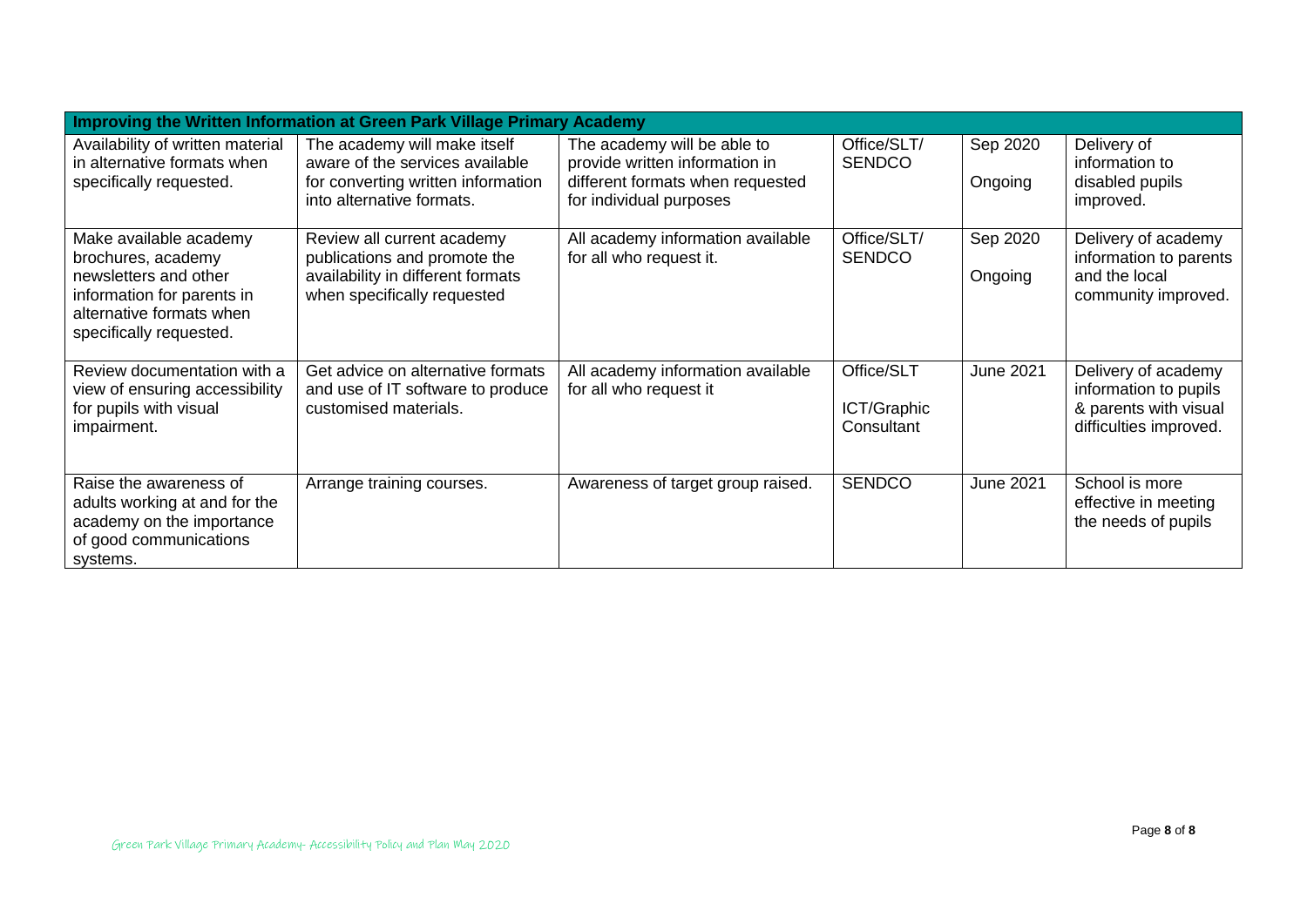| Improving the Written Information at Green Park Village Primary Academy | | | | | |
|---|---|---|---|---|---|
| Availability of written material in alternative formats when specifically requested. | The academy will make itself aware of the services available for converting written information into alternative formats. | The academy will be able to provide written information in different formats when requested for individual purposes | Office/SLT/ SENDCO | Sep 2020<br><br>Ongoing | Delivery of information to disabled pupils improved. |
| Make available academy brochures, academy newsletters and other information for parents in alternative formats when specifically requested. | Review all current academy publications and promote the availability in different formats when specifically requested | All academy information available for all who request it. | Office/SLT/ SENDCO | Sep 2020<br><br>Ongoing | Delivery of academy information to parents and the local community improved. |
| Review documentation with a view of ensuring accessibility for pupils with visual impairment. | Get advice on alternative formats and use of IT software to produce customised materials. | All academy information available for all who request it | Office/SLT<br><br>ICT/Graphic Consultant | June 2021 | Delivery of academy information to pupils & parents with visual difficulties improved. |
| Raise the awareness of adults working at and for the academy on the importance of good communications systems. | Arrange training courses. | Awareness of target group raised. | SENDCO | June 2021 | School is more effective in meeting the needs of pupils |